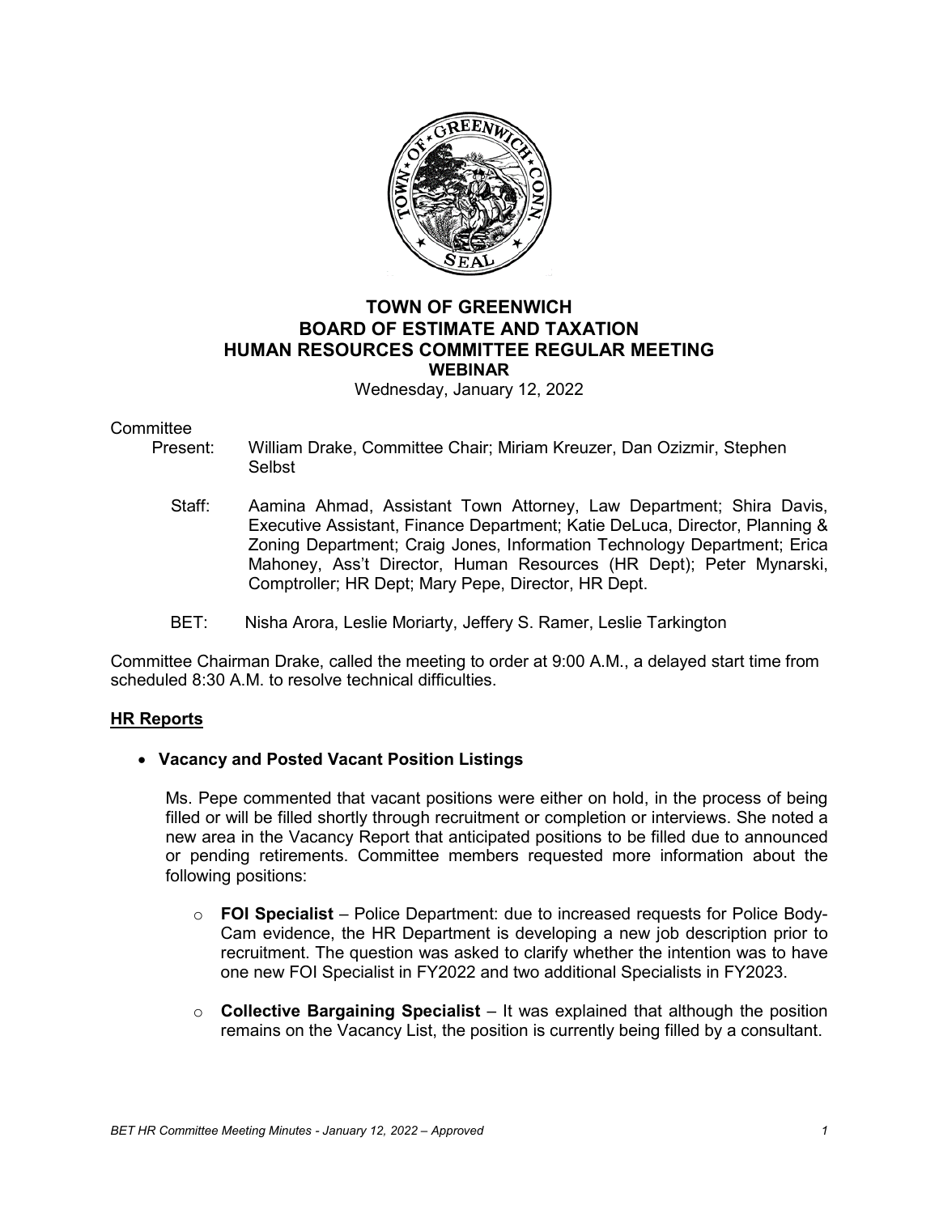# TOWN OF GREENWICH
# BOARD OF ESTIMATE AND TAXATION
# HUMAN RESOURCES COMMITTEE REGULAR MEETING
## WEBINAR

Wednesday, January 12, 2022

Committee

Present: William Drake, Committee Chair; Miriam Kreuzer, Dan Ozizmir, Stephen Selbst

Staff: Aamina Ahmad, Assistant Town Attorney, Law Department; Shira Davis, Executive Assistant, Finance Department; Katie DeLuca, Director, Planning & Zoning Department; Craig Jones, Information Technology Department; Erica Mahoney, Ass't Director, Human Resources (HR Dept); Peter Mynarski, Comptroller; HR Dept; Mary Pepe, Director, HR Dept.

BET: Nisha Arora, Leslie Moriarty, Jeffery S. Ramer, Leslie Tarkington

Committee Chairman Drake, called the meeting to order at 9:00 A.M., a delayed start time from scheduled 8:30 A.M. to resolve technical difficulties.

## HR Reports

- **Vacancy and Posted Vacant Position Listings**

  Ms. Pepe commented that vacant positions were either on hold, in the process of being filled or will be filled shortly through recruitment or completion or interviews. She noted a new area in the Vacancy Report that anticipated positions to be filled due to announced or pending retirements. Committee members requested more information about the following positions:

  - **FOI Specialist** – Police Department: due to increased requests for Police Body-Cam evidence, the HR Department is developing a new job description prior to recruitment. The question was asked to clarify whether the intention was to have one new FOI Specialist in FY2022 and two additional Specialists in FY2023.

  - **Collective Bargaining Specialist** – It was explained that although the position remains on the Vacancy List, the position is currently being filled by a consultant.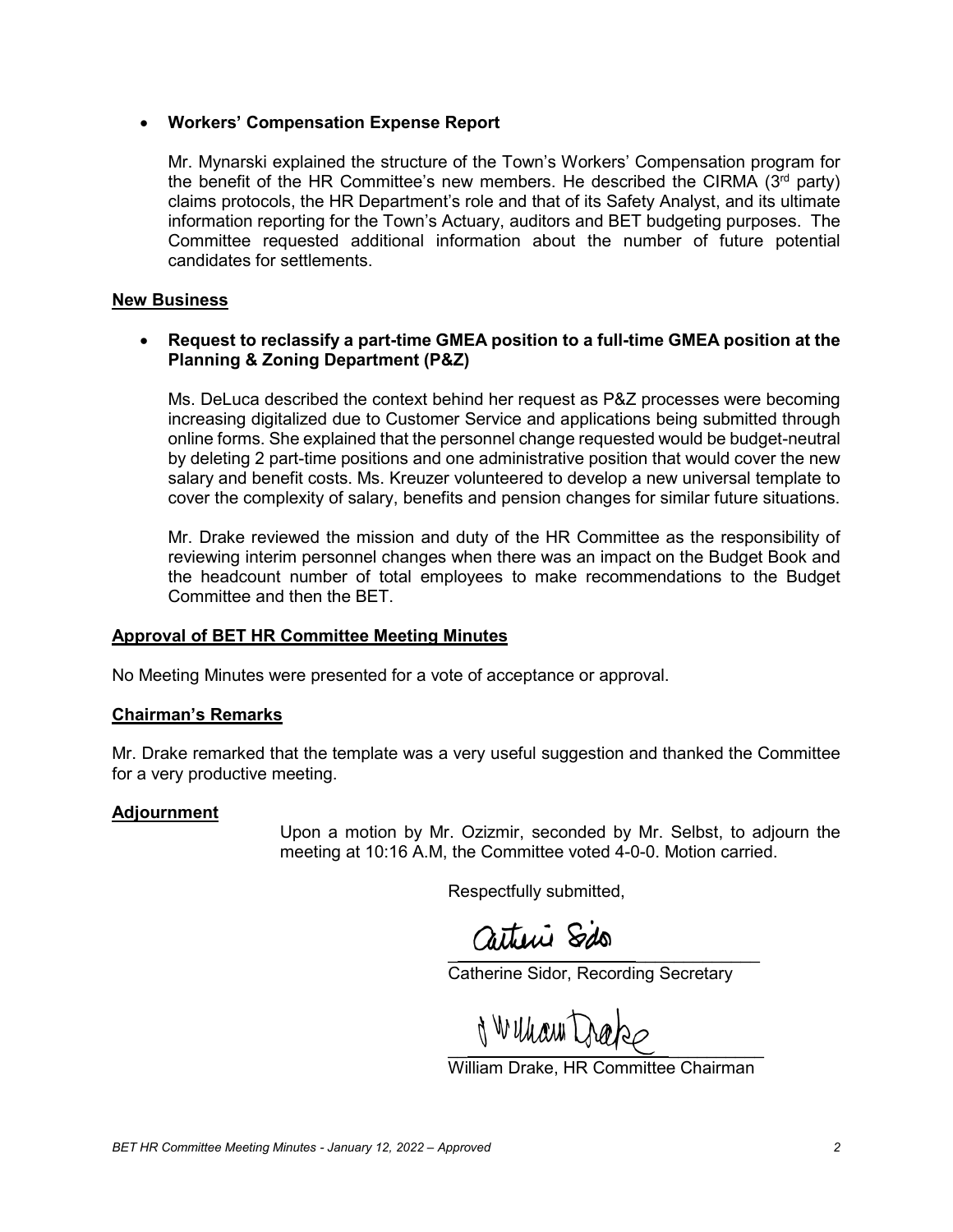- **Workers' Compensation Expense Report**

  Mr. Mynarski explained the structure of the Town's Workers' Compensation program for the benefit of the HR Committee's new members. He described the CIRMA (3rd party) claims protocols, the HR Department's role and that of its Safety Analyst, and its ultimate information reporting for the Town's Actuary, auditors and BET budgeting purposes. The Committee requested additional information about the number of future potential candidates for settlements.

## New Business

- **Request to reclassify a part-time GMEA position to a full-time GMEA position at the Planning & Zoning Department (P&Z)**

  Ms. DeLuca described the context behind her request as P&Z processes were becoming increasing digitalized due to Customer Service and applications being submitted through online forms. She explained that the personnel change requested would be budget-neutral by deleting 2 part-time positions and one administrative position that would cover the new salary and benefit costs. Ms. Kreuzer volunteered to develop a new universal template to cover the complexity of salary, benefits and pension changes for similar future situations.

  Mr. Drake reviewed the mission and duty of the HR Committee as the responsibility of reviewing interim personnel changes when there was an impact on the Budget Book and the headcount number of total employees to make recommendations to the Budget Committee and then the BET.

## Approval of BET HR Committee Meeting Minutes

No Meeting Minutes were presented for a vote of acceptance or approval.

## Chairman's Remarks

Mr. Drake remarked that the template was a very useful suggestion and thanked the Committee for a very productive meeting.

## Adjournment

Upon a motion by Mr. Ozizmir, seconded by Mr. Selbst, to adjourn the meeting at 10:16 A.M, the Committee voted 4-0-0. Motion carried.

Respectfully submitted,

Catherine Sidor, Recording Secretary

William Drake, HR Committee Chairman